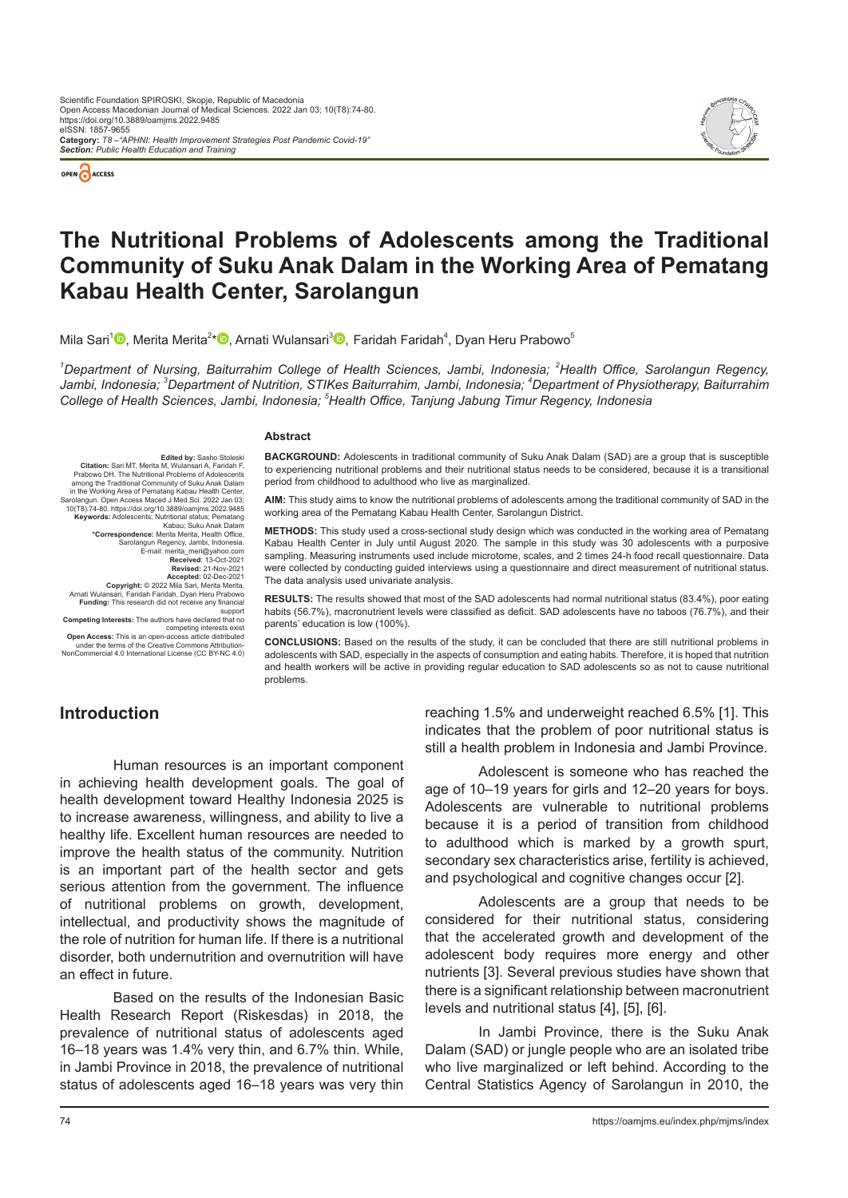Scientific Foundation SPIROSKI, Skopje, Republic of Macedonia
Open Access Macedonian Journal of Medical Sciences. 2022 Jan 03; 10(T8):74-80.
https://doi.org/10.3889/oamjms.2022.9485
eISSN: 1857-9655
**Category:** *T8 –"APHNI: Health Improvement Strategies Post Pandemic Covid-19"*
***Section:*** *Public Health Education and Training*

# The Nutritional Problems of Adolescents among the Traditional Community of Suku Anak Dalam in the Working Area of Pematang Kabau Health Center, Sarolangun

Mila Sari[1], Merita Merita[2]*, Arnati Wulansari[3], Faridah Faridah[4], Dyan Heru Prabowo[5]

[1]*Department of Nursing, Baiturrahim College of Health Sciences, Jambi, Indonesia;* [2]*Health Office, Sarolangun Regency, Jambi, Indonesia;* [3]*Department of Nutrition, STIKes Baiturrahim, Jambi, Indonesia;* [4]*Department of Physiotherapy, Baiturrahim College of Health Sciences, Jambi, Indonesia;* [5]*Health Office, Tanjung Jabung Timur Regency, Indonesia*

**Edited by:** Sasho Stoleski
**Citation:** Sari MT, Merita M, Wulansari A, Faridah F, Prabowo DH. The Nutritional Problems of Adolescents among the Traditional Community of Suku Anak Dalam in the Working Area of Pematang Kabau Health Center, Sarolangun. Open Access Maced J Med Sci. 2022 Jan 03; 10(T8):74-80. https://doi.org/10.3889/oamjms.2022.9485
**Keywords:** Adolescents; Nutritional status; Pematang Kabau; Suku Anak Dalam
***Correspondence:** Merita Merita, Health Office, Sarolangun Regency, Jambi, Indonesia. E-mail: merita_meri@yahoo.com
**Received:** 13-Oct-2021
**Revised:** 21-Nov-2021
**Accepted:** 02-Dec-2021
**Copyright:** © 2022 Mila Sari, Merita Merita, Arnati Wulansari, Faridah Faridah, Dyan Heru Prabowo
**Funding:** This research did not receive any financial support
**Competing Interests:** The authors have declared that no competing interests exist
**Open Access:** This is an open-access article distributed under the terms of the Creative Commons Attribution-NonCommercial 4.0 International License (CC BY-NC 4.0)

## Abstract

**BACKGROUND:** Adolescents in traditional community of Suku Anak Dalam (SAD) are a group that is susceptible to experiencing nutritional problems and their nutritional status needs to be considered, because it is a transitional period from childhood to adulthood who live as marginalized.

**AIM:** This study aims to know the nutritional problems of adolescents among the traditional community of SAD in the working area of the Pematang Kabau Health Center, Sarolangun District.

**METHODS:** This study used a cross-sectional study design which was conducted in the working area of Pematang Kabau Health Center in July until August 2020. The sample in this study was 30 adolescents with a purposive sampling. Measuring instruments used include microtome, scales, and 2 times 24-h food recall questionnaire. Data were collected by conducting guided interviews using a questionnaire and direct measurement of nutritional status. The data analysis used univariate analysis.

**RESULTS:** The results showed that most of the SAD adolescents had normal nutritional status (83.4%), poor eating habits (56.7%), macronutrient levels were classified as deficit. SAD adolescents have no taboos (76.7%), and their parents' education is low (100%).

**CONCLUSIONS:** Based on the results of the study, it can be concluded that there are still nutritional problems in adolescents with SAD, especially in the aspects of consumption and eating habits. Therefore, it is hoped that nutrition and health workers will be active in providing regular education to SAD adolescents so as not to cause nutritional problems.

## Introduction

Human resources is an important component in achieving health development goals. The goal of health development toward Healthy Indonesia 2025 is to increase awareness, willingness, and ability to live a healthy life. Excellent human resources are needed to improve the health status of the community. Nutrition is an important part of the health sector and gets serious attention from the government. The influence of nutritional problems on growth, development, intellectual, and productivity shows the magnitude of the role of nutrition for human life. If there is a nutritional disorder, both undernutrition and overnutrition will have an effect in future.

Based on the results of the Indonesian Basic Health Research Report (Riskesdas) in 2018, the prevalence of nutritional status of adolescents aged 16–18 years was 1.4% very thin, and 6.7% thin. While, in Jambi Province in 2018, the prevalence of nutritional status of adolescents aged 16–18 years was very thin reaching 1.5% and underweight reached 6.5% [1]. This indicates that the problem of poor nutritional status is still a health problem in Indonesia and Jambi Province.

Adolescent is someone who has reached the age of 10–19 years for girls and 12–20 years for boys. Adolescents are vulnerable to nutritional problems because it is a period of transition from childhood to adulthood which is marked by a growth spurt, secondary sex characteristics arise, fertility is achieved, and psychological and cognitive changes occur [2].

Adolescents are a group that needs to be considered for their nutritional status, considering that the accelerated growth and development of the adolescent body requires more energy and other nutrients [3]. Several previous studies have shown that there is a significant relationship between macronutrient levels and nutritional status [4], [5], [6].

In Jambi Province, there is the Suku Anak Dalam (SAD) or jungle people who are an isolated tribe who live marginalized or left behind. According to the Central Statistics Agency of Sarolangun in 2010, the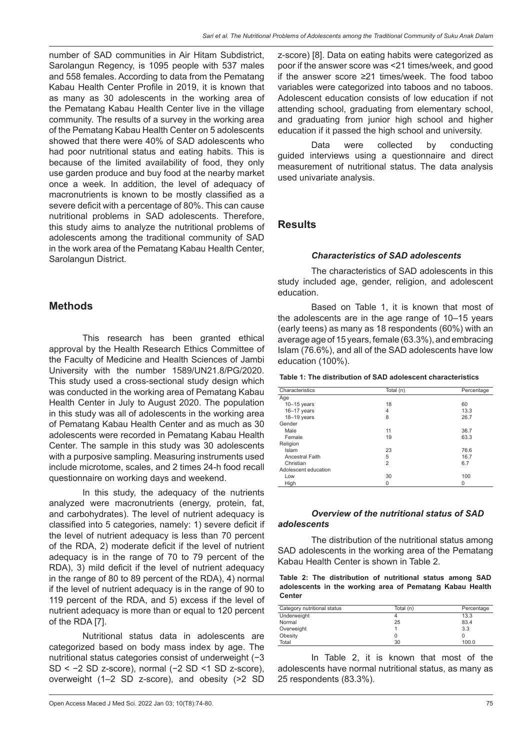number of SAD communities in Air Hitam Subdistrict, Sarolangun Regency, is 1095 people with 537 males and 558 females. According to data from the Pematang Kabau Health Center Profile in 2019, it is known that as many as 30 adolescents in the working area of the Pematang Kabau Health Center live in the village community. The results of a survey in the working area of the Pematang Kabau Health Center on 5 adolescents showed that there were 40% of SAD adolescents who had poor nutritional status and eating habits. This is because of the limited availability of food, they only use garden produce and buy food at the nearby market once a week. In addition, the level of adequacy of macronutrients is known to be mostly classified as a severe deficit with a percentage of 80%. This can cause nutritional problems in SAD adolescents. Therefore, this study aims to analyze the nutritional problems of adolescents among the traditional community of SAD in the work area of the Pematang Kabau Health Center, Sarolangun District.

## Methods

This research has been granted ethical approval by the Health Research Ethics Committee of the Faculty of Medicine and Health Sciences of Jambi University with the number 1589/UN21.8/PG/2020. This study used a cross-sectional study design which was conducted in the working area of Pematang Kabau Health Center in July to August 2020. The population in this study was all of adolescents in the working area of Pematang Kabau Health Center and as much as 30 adolescents were recorded in Pematang Kabau Health Center. The sample in this study was 30 adolescents with a purposive sampling. Measuring instruments used include microtome, scales, and 2 times 24-h food recall questionnaire on working days and weekend.

In this study, the adequacy of the nutrients analyzed were macronutrients (energy, protein, fat, and carbohydrates). The level of nutrient adequacy is classified into 5 categories, namely: 1) severe deficit if the level of nutrient adequacy is less than 70 percent of the RDA, 2) moderate deficit if the level of nutrient adequacy is in the range of 70 to 79 percent of the RDA), 3) mild deficit if the level of nutrient adequacy in the range of 80 to 89 percent of the RDA), 4) normal if the level of nutrient adequacy is in the range of 90 to 119 percent of the RDA, and 5) excess if the level of nutrient adequacy is more than or equal to 120 percent of the RDA [7].

Nutritional status data in adolescents are categorized based on body mass index by age. The nutritional status categories consist of underweight (−3 SD < −2 SD z-score), normal (−2 SD <1 SD z-score), overweight (1–2 SD z-score), and obesity (>2 SD z-score) [8]. Data on eating habits were categorized as poor if the answer score was <21 times/week, and good if the answer score ≥21 times/week. The food taboo variables were categorized into taboos and no taboos. Adolescent education consists of low education if not attending school, graduating from elementary school, and graduating from junior high school and higher education if it passed the high school and university.

Data were collected by conducting guided interviews using a questionnaire and direct measurement of nutritional status. The data analysis used univariate analysis.

## Results

### *Characteristics of SAD adolescents*

The characteristics of SAD adolescents in this study included age, gender, religion, and adolescent education.

Based on Table 1, it is known that most of the adolescents are in the age range of 10–15 years (early teens) as many as 18 respondents (60%) with an average age of 15 years, female (63.3%), and embracing Islam (76.6%), and all of the SAD adolescents have low education (100%).

**Table 1: The distribution of SAD adolescent characteristics**

| Characteristics | Total (n) | Percentage |
|---|---|---|
| Age | | |
| 10–15 years | 18 | 60 |
| 16–17 years | 4 | 13.3 |
| 18–19 years | 8 | 26.7 |
| Gender | | |
| Male | 11 | 36.7 |
| Female | 19 | 63.3 |
| Religion | | |
| Islam | 23 | 76.6 |
| Ancestral Faith | 5 | 16.7 |
| Christian | 2 | 6.7 |
| Adolescent education | | |
| Low | 30 | 100 |
| High | 0 | 0 |

### *Overview of the nutritional status of SAD adolescents*

The distribution of the nutritional status among SAD adolescents in the working area of the Pematang Kabau Health Center is shown in Table 2.

**Table 2: The distribution of nutritional status among SAD adolescents in the working area of Pematang Kabau Health Center**

| Category nutritional status | Total (n) | Percentage |
|---|---|---|
| Underweight | 4 | 13.3 |
| Normal | 25 | 83.4 |
| Overweight | 1 | 3.3 |
| Obesity | 0 | 0 |
| Total | 30 | 100.0 |

In Table 2, it is known that most of the adolescents have normal nutritional status, as many as 25 respondents (83.3%).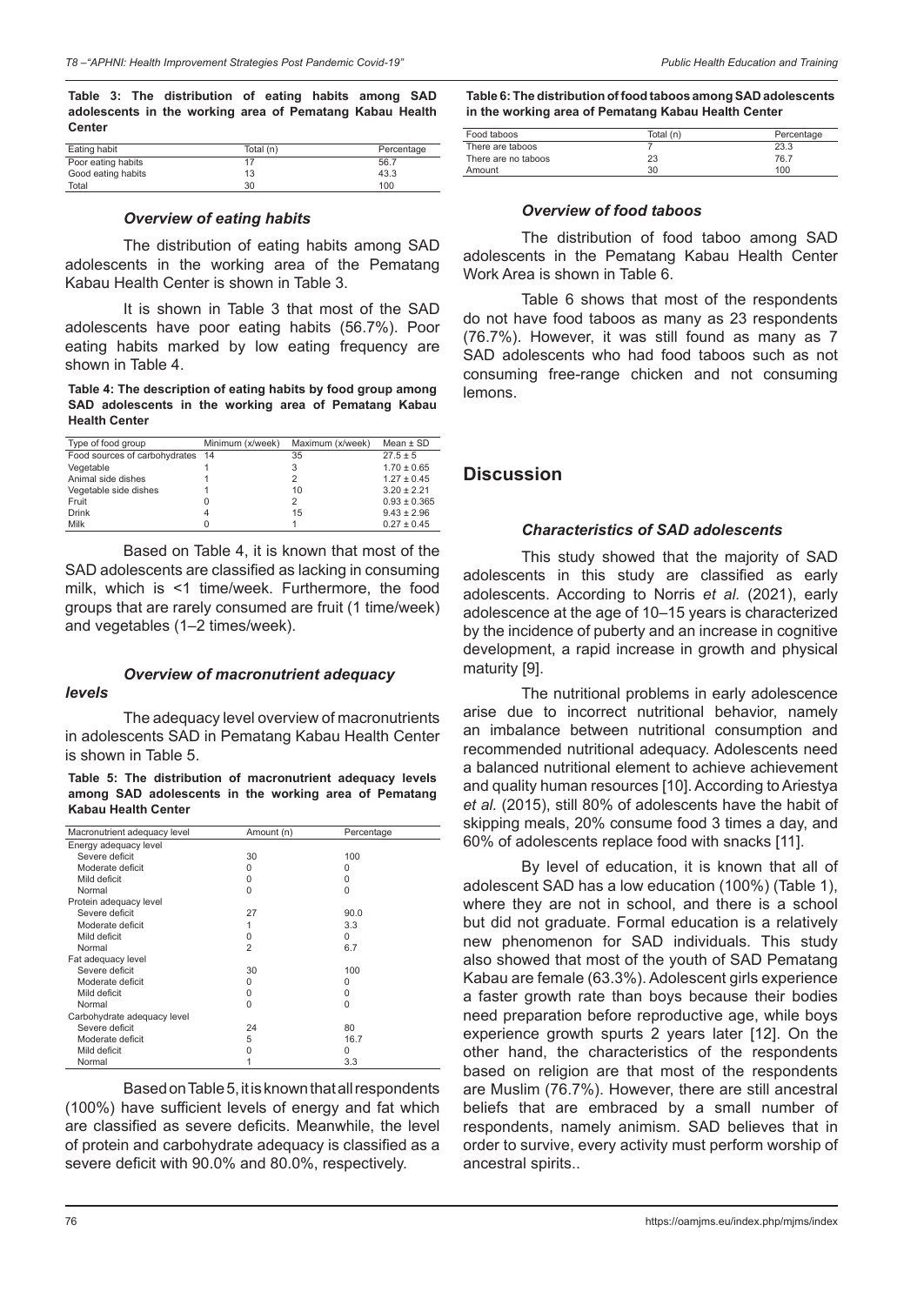**Table 3: The distribution of eating habits among SAD adolescents in the working area of Pematang Kabau Health Center**

| Eating habit | Total (n) | Percentage |
|---|---|---|
| Poor eating habits | 17 | 56.7 |
| Good eating habits | 13 | 43.3 |
| Total | 30 | 100 |

### *Overview of eating habits*

The distribution of eating habits among SAD adolescents in the working area of the Pematang Kabau Health Center is shown in Table 3.

It is shown in Table 3 that most of the SAD adolescents have poor eating habits (56.7%). Poor eating habits marked by low eating frequency are shown in Table 4.

**Table 4: The description of eating habits by food group among SAD adolescents in the working area of Pematang Kabau Health Center**

| Type of food group | Minimum (x/week) | Maximum (x/week) | Mean ± SD |
|---|---|---|---|
| Food sources of carbohydrates | 14 | 35 | 27.5 ± 5 |
| Vegetable | 1 | 3 | 1.70 ± 0.65 |
| Animal side dishes | 1 | 2 | 1.27 ± 0.45 |
| Vegetable side dishes | 1 | 10 | 3.20 ± 2.21 |
| Fruit | 0 | 2 | 0.93 ± 0.365 |
| Drink | 4 | 15 | 9.43 ± 2.96 |
| Milk | 0 | 1 | 0.27 ± 0.45 |

Based on Table 4, it is known that most of the SAD adolescents are classified as lacking in consuming milk, which is <1 time/week. Furthermore, the food groups that are rarely consumed are fruit (1 time/week) and vegetables (1–2 times/week).

### *Overview of macronutrient adequacy levels*

The adequacy level overview of macronutrients in adolescents SAD in Pematang Kabau Health Center is shown in Table 5.

**Table 5: The distribution of macronutrient adequacy levels among SAD adolescents in the working area of Pematang Kabau Health Center**

| Macronutrient adequacy level | Amount (n) | Percentage |
|---|---|---|
| Energy adequacy level | | |
| Severe deficit | 30 | 100 |
| Moderate deficit | 0 | 0 |
| Mild deficit | 0 | 0 |
| Normal | 0 | 0 |
| Protein adequacy level | | |
| Severe deficit | 27 | 90.0 |
| Moderate deficit | 1 | 3.3 |
| Mild deficit | 0 | 0 |
| Normal | 2 | 6.7 |
| Fat adequacy level | | |
| Severe deficit | 30 | 100 |
| Moderate deficit | 0 | 0 |
| Mild deficit | 0 | 0 |
| Normal | 0 | 0 |
| Carbohydrate adequacy level | | |
| Severe deficit | 24 | 80 |
| Moderate deficit | 5 | 16.7 |
| Mild deficit | 0 | 0 |
| Normal | 1 | 3.3 |

Based on Table 5, it is known that all respondents (100%) have sufficient levels of energy and fat which are classified as severe deficits. Meanwhile, the level of protein and carbohydrate adequacy is classified as a severe deficit with 90.0% and 80.0%, respectively.

**Table 6: The distribution of food taboos among SAD adolescents in the working area of Pematang Kabau Health Center**

| Food taboos | Total (n) | Percentage |
|---|---|---|
| There are taboos | 7 | 23.3 |
| There are no taboos | 23 | 76.7 |
| Amount | 30 | 100 |

### *Overview of food taboos*

The distribution of food taboo among SAD adolescents in the Pematang Kabau Health Center Work Area is shown in Table 6.

Table 6 shows that most of the respondents do not have food taboos as many as 23 respondents (76.7%). However, it was still found as many as 7 SAD adolescents who had food taboos such as not consuming free-range chicken and not consuming lemons.

## Discussion

### *Characteristics of SAD adolescents*

This study showed that the majority of SAD adolescents in this study are classified as early adolescents. According to Norris *et al.* (2021), early adolescence at the age of 10–15 years is characterized by the incidence of puberty and an increase in cognitive development, a rapid increase in growth and physical maturity [9].

The nutritional problems in early adolescence arise due to incorrect nutritional behavior, namely an imbalance between nutritional consumption and recommended nutritional adequacy. Adolescents need a balanced nutritional element to achieve achievement and quality human resources [10]. According to Ariestya *et al.* (2015), still 80% of adolescents have the habit of skipping meals, 20% consume food 3 times a day, and 60% of adolescents replace food with snacks [11].

By level of education, it is known that all of adolescent SAD has a low education (100%) (Table 1), where they are not in school, and there is a school but did not graduate. Formal education is a relatively new phenomenon for SAD individuals. This study also showed that most of the youth of SAD Pematang Kabau are female (63.3%). Adolescent girls experience a faster growth rate than boys because their bodies need preparation before reproductive age, while boys experience growth spurts 2 years later [12]. On the other hand, the characteristics of the respondents based on religion are that most of the respondents are Muslim (76.7%). However, there are still ancestral beliefs that are embraced by a small number of respondents, namely animism. SAD believes that in order to survive, every activity must perform worship of ancestral spirits..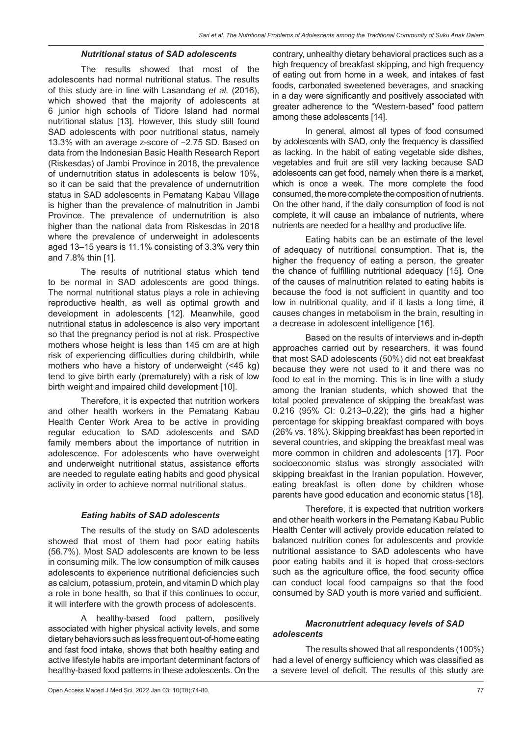### *Nutritional status of SAD adolescents*

The results showed that most of the adolescents had normal nutritional status. The results of this study are in line with Lasandang *et al.* (2016), which showed that the majority of adolescents at 6 junior high schools of Tidore Island had normal nutritional status [13]. However, this study still found SAD adolescents with poor nutritional status, namely 13.3% with an average z-score of −2.75 SD. Based on data from the Indonesian Basic Health Research Report (Riskesdas) of Jambi Province in 2018, the prevalence of undernutrition status in adolescents is below 10%, so it can be said that the prevalence of undernutrition status in SAD adolescents in Pematang Kabau Village is higher than the prevalence of malnutrition in Jambi Province. The prevalence of undernutrition is also higher than the national data from Riskesdas in 2018 where the prevalence of underweight in adolescents aged 13–15 years is 11.1% consisting of 3.3% very thin and 7.8% thin [1].

The results of nutritional status which tend to be normal in SAD adolescents are good things. The normal nutritional status plays a role in achieving reproductive health, as well as optimal growth and development in adolescents [12]. Meanwhile, good nutritional status in adolescence is also very important so that the pregnancy period is not at risk. Prospective mothers whose height is less than 145 cm are at high risk of experiencing difficulties during childbirth, while mothers who have a history of underweight (<45 kg) tend to give birth early (prematurely) with a risk of low birth weight and impaired child development [10].

Therefore, it is expected that nutrition workers and other health workers in the Pematang Kabau Health Center Work Area to be active in providing regular education to SAD adolescents and SAD family members about the importance of nutrition in adolescence. For adolescents who have overweight and underweight nutritional status, assistance efforts are needed to regulate eating habits and good physical activity in order to achieve normal nutritional status.

### *Eating habits of SAD adolescents*

The results of the study on SAD adolescents showed that most of them had poor eating habits (56.7%). Most SAD adolescents are known to be less in consuming milk. The low consumption of milk causes adolescents to experience nutritional deficiencies such as calcium, potassium, protein, and vitamin D which play a role in bone health, so that if this continues to occur, it will interfere with the growth process of adolescents.

A healthy-based food pattern, positively associated with higher physical activity levels, and some dietary behaviors such as less frequent out-of-home eating and fast food intake, shows that both healthy eating and active lifestyle habits are important determinant factors of healthy-based food patterns in these adolescents. On the contrary, unhealthy dietary behavioral practices such as a high frequency of breakfast skipping, and high frequency of eating out from home in a week, and intakes of fast foods, carbonated sweetened beverages, and snacking in a day were significantly and positively associated with greater adherence to the "Western-based" food pattern among these adolescents [14].

In general, almost all types of food consumed by adolescents with SAD, only the frequency is classified as lacking. In the habit of eating vegetable side dishes, vegetables and fruit are still very lacking because SAD adolescents can get food, namely when there is a market, which is once a week. The more complete the food consumed, the more complete the composition of nutrients. On the other hand, if the daily consumption of food is not complete, it will cause an imbalance of nutrients, where nutrients are needed for a healthy and productive life.

Eating habits can be an estimate of the level of adequacy of nutritional consumption. That is, the higher the frequency of eating a person, the greater the chance of fulfilling nutritional adequacy [15]. One of the causes of malnutrition related to eating habits is because the food is not sufficient in quantity and too low in nutritional quality, and if it lasts a long time, it causes changes in metabolism in the brain, resulting in a decrease in adolescent intelligence [16].

Based on the results of interviews and in-depth approaches carried out by researchers, it was found that most SAD adolescents (50%) did not eat breakfast because they were not used to it and there was no food to eat in the morning. This is in line with a study among the Iranian students, which showed that the total pooled prevalence of skipping the breakfast was 0.216 (95% CI: 0.213–0.22); the girls had a higher percentage for skipping breakfast compared with boys (26% vs. 18%). Skipping breakfast has been reported in several countries, and skipping the breakfast meal was more common in children and adolescents [17]. Poor socioeconomic status was strongly associated with skipping breakfast in the Iranian population. However, eating breakfast is often done by children whose parents have good education and economic status [18].

Therefore, it is expected that nutrition workers and other health workers in the Pematang Kabau Public Health Center will actively provide education related to balanced nutrition cones for adolescents and provide nutritional assistance to SAD adolescents who have poor eating habits and it is hoped that cross-sectors such as the agriculture office, the food security office can conduct local food campaigns so that the food consumed by SAD youth is more varied and sufficient.

### *Macronutrient adequacy levels of SAD adolescents*

The results showed that all respondents (100%) had a level of energy sufficiency which was classified as a severe level of deficit. The results of this study are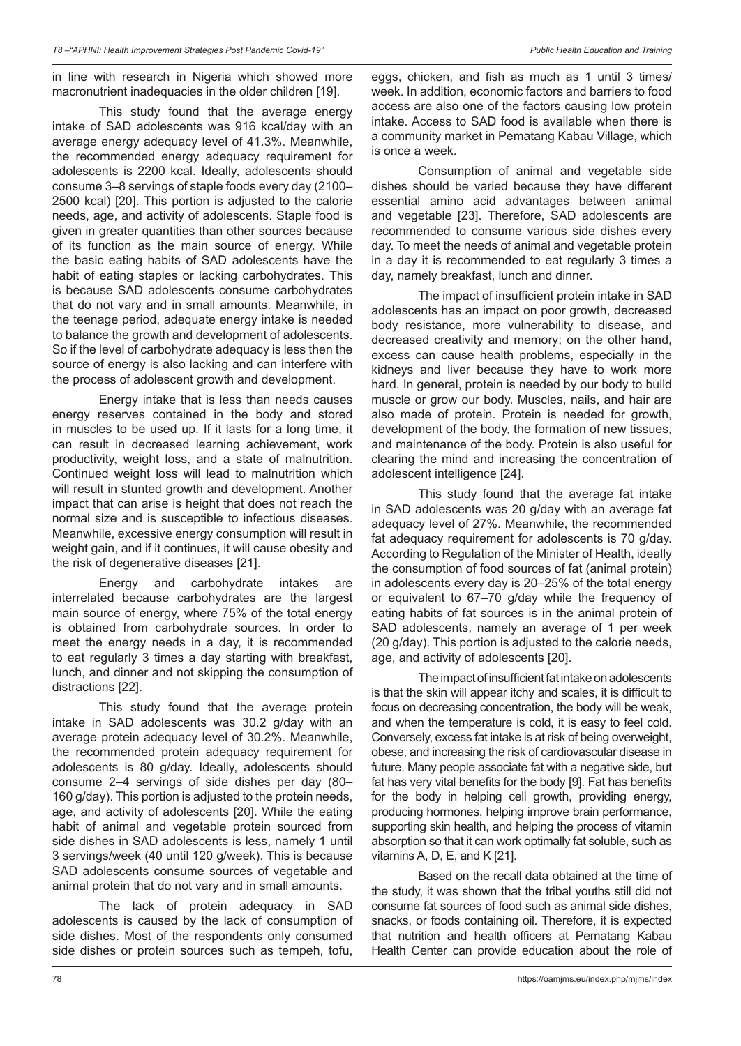in line with research in Nigeria which showed more macronutrient inadequacies in the older children [19].

This study found that the average energy intake of SAD adolescents was 916 kcal/day with an average energy adequacy level of 41.3%. Meanwhile, the recommended energy adequacy requirement for adolescents is 2200 kcal. Ideally, adolescents should consume 3–8 servings of staple foods every day (2100–2500 kcal) [20]. This portion is adjusted to the calorie needs, age, and activity of adolescents. Staple food is given in greater quantities than other sources because of its function as the main source of energy. While the basic eating habits of SAD adolescents have the habit of eating staples or lacking carbohydrates. This is because SAD adolescents consume carbohydrates that do not vary and in small amounts. Meanwhile, in the teenage period, adequate energy intake is needed to balance the growth and development of adolescents. So if the level of carbohydrate adequacy is less then the source of energy is also lacking and can interfere with the process of adolescent growth and development.

Energy intake that is less than needs causes energy reserves contained in the body and stored in muscles to be used up. If it lasts for a long time, it can result in decreased learning achievement, work productivity, weight loss, and a state of malnutrition. Continued weight loss will lead to malnutrition which will result in stunted growth and development. Another impact that can arise is height that does not reach the normal size and is susceptible to infectious diseases. Meanwhile, excessive energy consumption will result in weight gain, and if it continues, it will cause obesity and the risk of degenerative diseases [21].

Energy and carbohydrate intakes are interrelated because carbohydrates are the largest main source of energy, where 75% of the total energy is obtained from carbohydrate sources. In order to meet the energy needs in a day, it is recommended to eat regularly 3 times a day starting with breakfast, lunch, and dinner and not skipping the consumption of distractions [22].

This study found that the average protein intake in SAD adolescents was 30.2 g/day with an average protein adequacy level of 30.2%. Meanwhile, the recommended protein adequacy requirement for adolescents is 80 g/day. Ideally, adolescents should consume 2–4 servings of side dishes per day (80–160 g/day). This portion is adjusted to the protein needs, age, and activity of adolescents [20]. While the eating habit of animal and vegetable protein sourced from side dishes in SAD adolescents is less, namely 1 until 3 servings/week (40 until 120 g/week). This is because SAD adolescents consume sources of vegetable and animal protein that do not vary and in small amounts.

The lack of protein adequacy in SAD adolescents is caused by the lack of consumption of side dishes. Most of the respondents only consumed side dishes or protein sources such as tempeh, tofu, eggs, chicken, and fish as much as 1 until 3 times/week. In addition, economic factors and barriers to food access are also one of the factors causing low protein intake. Access to SAD food is available when there is a community market in Pematang Kabau Village, which is once a week.

Consumption of animal and vegetable side dishes should be varied because they have different essential amino acid advantages between animal and vegetable [23]. Therefore, SAD adolescents are recommended to consume various side dishes every day. To meet the needs of animal and vegetable protein in a day it is recommended to eat regularly 3 times a day, namely breakfast, lunch and dinner.

The impact of insufficient protein intake in SAD adolescents has an impact on poor growth, decreased body resistance, more vulnerability to disease, and decreased creativity and memory; on the other hand, excess can cause health problems, especially in the kidneys and liver because they have to work more hard. In general, protein is needed by our body to build muscle or grow our body. Muscles, nails, and hair are also made of protein. Protein is needed for growth, development of the body, the formation of new tissues, and maintenance of the body. Protein is also useful for clearing the mind and increasing the concentration of adolescent intelligence [24].

This study found that the average fat intake in SAD adolescents was 20 g/day with an average fat adequacy level of 27%. Meanwhile, the recommended fat adequacy requirement for adolescents is 70 g/day. According to Regulation of the Minister of Health, ideally the consumption of food sources of fat (animal protein) in adolescents every day is 20–25% of the total energy or equivalent to 67–70 g/day while the frequency of eating habits of fat sources is in the animal protein of SAD adolescents, namely an average of 1 per week (20 g/day). This portion is adjusted to the calorie needs, age, and activity of adolescents [20].

The impact of insufficient fat intake on adolescents is that the skin will appear itchy and scales, it is difficult to focus on decreasing concentration, the body will be weak, and when the temperature is cold, it is easy to feel cold. Conversely, excess fat intake is at risk of being overweight, obese, and increasing the risk of cardiovascular disease in future. Many people associate fat with a negative side, but fat has very vital benefits for the body [9]. Fat has benefits for the body in helping cell growth, providing energy, producing hormones, helping improve brain performance, supporting skin health, and helping the process of vitamin absorption so that it can work optimally fat soluble, such as vitamins A, D, E, and K [21].

Based on the recall data obtained at the time of the study, it was shown that the tribal youths still did not consume fat sources of food such as animal side dishes, snacks, or foods containing oil. Therefore, it is expected that nutrition and health officers at Pematang Kabau Health Center can provide education about the role of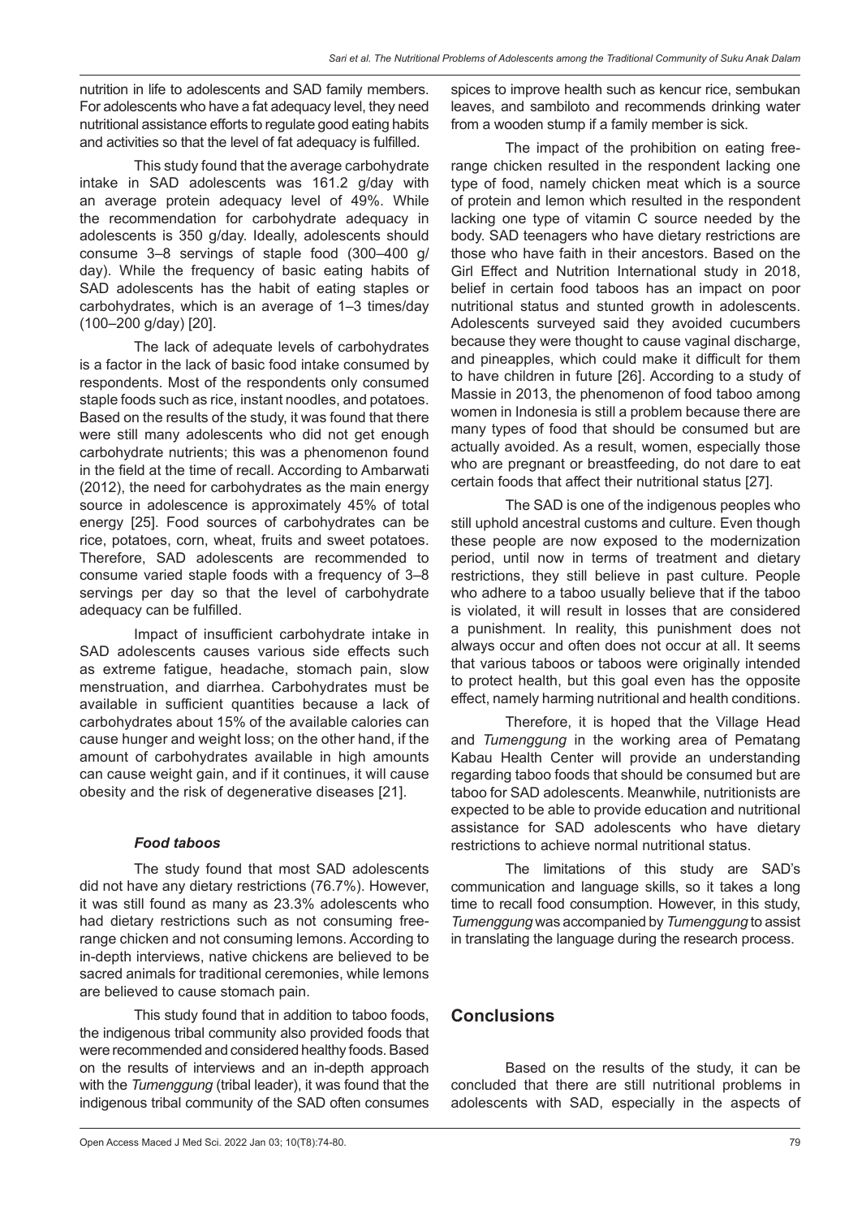nutrition in life to adolescents and SAD family members. For adolescents who have a fat adequacy level, they need nutritional assistance efforts to regulate good eating habits and activities so that the level of fat adequacy is fulfilled.

This study found that the average carbohydrate intake in SAD adolescents was 161.2 g/day with an average protein adequacy level of 49%. While the recommendation for carbohydrate adequacy in adolescents is 350 g/day. Ideally, adolescents should consume 3–8 servings of staple food (300–400 g/ day). While the frequency of basic eating habits of SAD adolescents has the habit of eating staples or carbohydrates, which is an average of 1–3 times/day (100–200 g/day) [20].

The lack of adequate levels of carbohydrates is a factor in the lack of basic food intake consumed by respondents. Most of the respondents only consumed staple foods such as rice, instant noodles, and potatoes. Based on the results of the study, it was found that there were still many adolescents who did not get enough carbohydrate nutrients; this was a phenomenon found in the field at the time of recall. According to Ambarwati (2012), the need for carbohydrates as the main energy source in adolescence is approximately 45% of total energy [25]. Food sources of carbohydrates can be rice, potatoes, corn, wheat, fruits and sweet potatoes. Therefore, SAD adolescents are recommended to consume varied staple foods with a frequency of 3–8 servings per day so that the level of carbohydrate adequacy can be fulfilled.

Impact of insufficient carbohydrate intake in SAD adolescents causes various side effects such as extreme fatigue, headache, stomach pain, slow menstruation, and diarrhea. Carbohydrates must be available in sufficient quantities because a lack of carbohydrates about 15% of the available calories can cause hunger and weight loss; on the other hand, if the amount of carbohydrates available in high amounts can cause weight gain, and if it continues, it will cause obesity and the risk of degenerative diseases [21].

### *Food taboos*

The study found that most SAD adolescents did not have any dietary restrictions (76.7%). However, it was still found as many as 23.3% adolescents who had dietary restrictions such as not consuming free-range chicken and not consuming lemons. According to in-depth interviews, native chickens are believed to be sacred animals for traditional ceremonies, while lemons are believed to cause stomach pain.

This study found that in addition to taboo foods, the indigenous tribal community also provided foods that were recommended and considered healthy foods. Based on the results of interviews and an in-depth approach with the *Tumenggung* (tribal leader), it was found that the indigenous tribal community of the SAD often consumes spices to improve health such as kencur rice, sembukan leaves, and sambiloto and recommends drinking water from a wooden stump if a family member is sick.

The impact of the prohibition on eating free-range chicken resulted in the respondent lacking one type of food, namely chicken meat which is a source of protein and lemon which resulted in the respondent lacking one type of vitamin C source needed by the body. SAD teenagers who have dietary restrictions are those who have faith in their ancestors. Based on the Girl Effect and Nutrition International study in 2018, belief in certain food taboos has an impact on poor nutritional status and stunted growth in adolescents. Adolescents surveyed said they avoided cucumbers because they were thought to cause vaginal discharge, and pineapples, which could make it difficult for them to have children in future [26]. According to a study of Massie in 2013, the phenomenon of food taboo among women in Indonesia is still a problem because there are many types of food that should be consumed but are actually avoided. As a result, women, especially those who are pregnant or breastfeeding, do not dare to eat certain foods that affect their nutritional status [27].

The SAD is one of the indigenous peoples who still uphold ancestral customs and culture. Even though these people are now exposed to the modernization period, until now in terms of treatment and dietary restrictions, they still believe in past culture. People who adhere to a taboo usually believe that if the taboo is violated, it will result in losses that are considered a punishment. In reality, this punishment does not always occur and often does not occur at all. It seems that various taboos or taboos were originally intended to protect health, but this goal even has the opposite effect, namely harming nutritional and health conditions.

Therefore, it is hoped that the Village Head and *Tumenggung* in the working area of Pematang Kabau Health Center will provide an understanding regarding taboo foods that should be consumed but are taboo for SAD adolescents. Meanwhile, nutritionists are expected to be able to provide education and nutritional assistance for SAD adolescents who have dietary restrictions to achieve normal nutritional status.

The limitations of this study are SAD's communication and language skills, so it takes a long time to recall food consumption. However, in this study, *Tumenggung* was accompanied by *Tumenggung* to assist in translating the language during the research process.

## Conclusions

Based on the results of the study, it can be concluded that there are still nutritional problems in adolescents with SAD, especially in the aspects of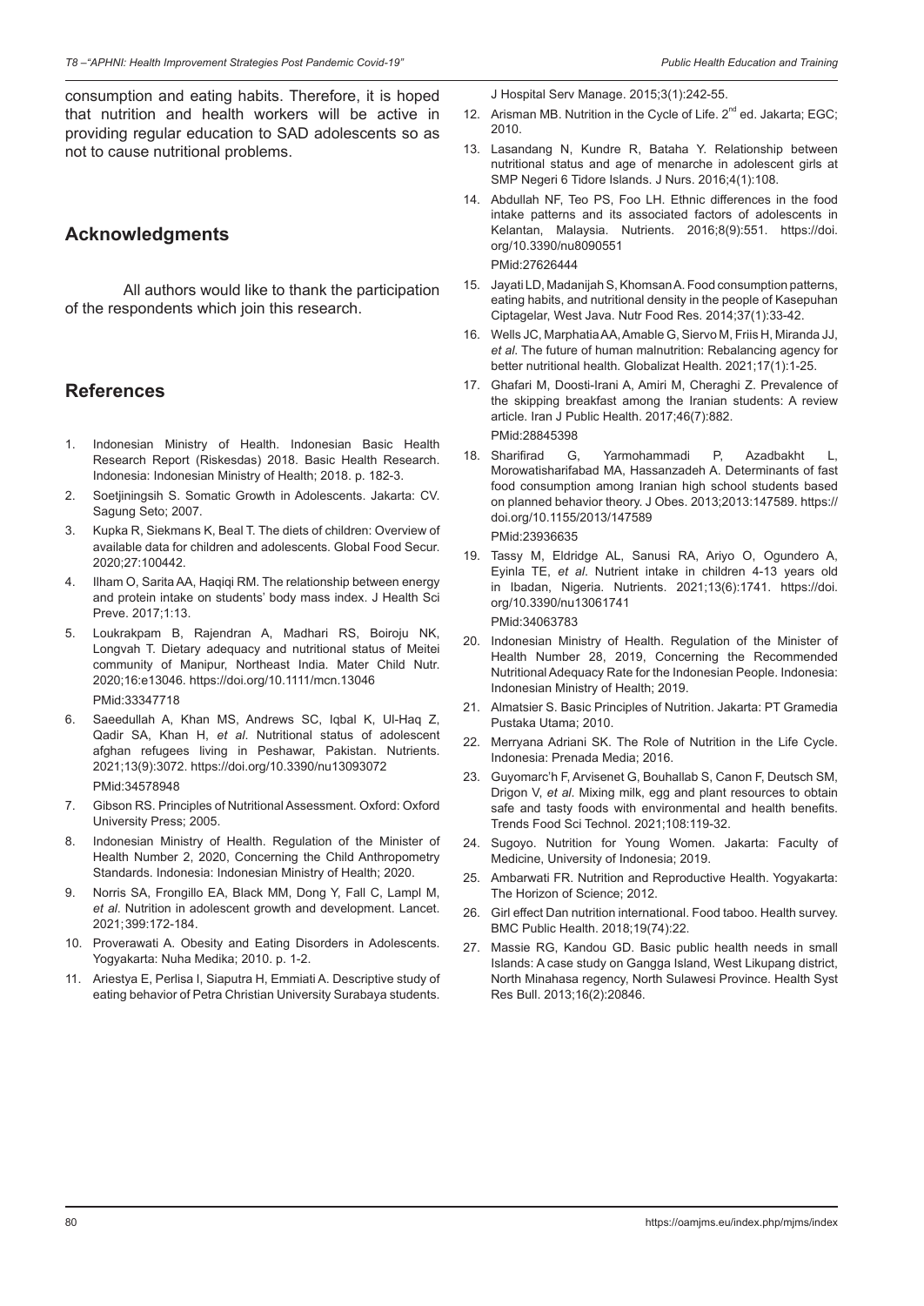consumption and eating habits. Therefore, it is hoped that nutrition and health workers will be active in providing regular education to SAD adolescents so as not to cause nutritional problems.

## Acknowledgments

All authors would like to thank the participation of the respondents which join this research.

## References

1. Indonesian Ministry of Health. Indonesian Basic Health Research Report (Riskesdas) 2018. Basic Health Research. Indonesia: Indonesian Ministry of Health; 2018. p. 182-3.
2. Soetjiningsih S. Somatic Growth in Adolescents. Jakarta: CV. Sagung Seto; 2007.
3. Kupka R, Siekmans K, Beal T. The diets of children: Overview of available data for children and adolescents. Global Food Secur. 2020;27:100442.
4. Ilham O, Sarita AA, Haqiqi RM. The relationship between energy and protein intake on students' body mass index. J Health Sci Preve. 2017;1:13.
5. Loukrakpam B, Rajendran A, Madhari RS, Boiroju NK, Longvah T. Dietary adequacy and nutritional status of Meitei community of Manipur, Northeast India. Mater Child Nutr. 2020;16:e13046. https://doi.org/10.1111/mcn.13046 PMid:33347718
6. Saeedullah A, Khan MS, Andrews SC, Iqbal K, Ul-Haq Z, Qadir SA, Khan H, *et al*. Nutritional status of adolescent afghan refugees living in Peshawar, Pakistan. Nutrients. 2021;13(9):3072. https://doi.org/10.3390/nu13093072 PMid:34578948
7. Gibson RS. Principles of Nutritional Assessment. Oxford: Oxford University Press; 2005.
8. Indonesian Ministry of Health. Regulation of the Minister of Health Number 2, 2020, Concerning the Child Anthropometry Standards. Indonesia: Indonesian Ministry of Health; 2020.
9. Norris SA, Frongillo EA, Black MM, Dong Y, Fall C, Lampl M, *et al*. Nutrition in adolescent growth and development. Lancet. 2021;399:172-184.
10. Proverawati A. Obesity and Eating Disorders in Adolescents. Yogyakarta: Nuha Medika; 2010. p. 1-2.
11. Ariestya E, Perlisa I, Siaputra H, Emmiati A. Descriptive study of eating behavior of Petra Christian University Surabaya students. J Hospital Serv Manage. 2015;3(1):242-55.
12. Arisman MB. Nutrition in the Cycle of Life. 2nd ed. Jakarta; EGC; 2010.
13. Lasandang N, Kundre R, Bataha Y. Relationship between nutritional status and age of menarche in adolescent girls at SMP Negeri 6 Tidore Islands. J Nurs. 2016;4(1):108.
14. Abdullah NF, Teo PS, Foo LH. Ethnic differences in the food intake patterns and its associated factors of adolescents in Kelantan, Malaysia. Nutrients. 2016;8(9):551. https://doi.org/10.3390/nu8090551 PMid:27626444
15. Jayati LD, Madanijah S, Khomsan A. Food consumption patterns, eating habits, and nutritional density in the people of Kasepuhan Ciptagelar, West Java. Nutr Food Res. 2014;37(1):33-42.
16. Wells JC, Marphatia AA, Amable G, Siervo M, Friis H, Miranda JJ, *et al*. The future of human malnutrition: Rebalancing agency for better nutritional health. Globalizat Health. 2021;17(1):1-25.
17. Ghafari M, Doosti-Irani A, Amiri M, Cheraghi Z. Prevalence of the skipping breakfast among the Iranian students: A review article. Iran J Public Health. 2017;46(7):882. PMid:28845398
18. Sharifirad G, Yarmohammadi P, Azadbakht L, Morowatisharifabad MA, Hassanzadeh A. Determinants of fast food consumption among Iranian high school students based on planned behavior theory. J Obes. 2013;2013:147589. https://doi.org/10.1155/2013/147589 PMid:23936635
19. Tassy M, Eldridge AL, Sanusi RA, Ariyo O, Ogundero A, Eyinla TE, *et al*. Nutrient intake in children 4-13 years old in Ibadan, Nigeria. Nutrients. 2021;13(6):1741. https://doi.org/10.3390/nu13061741 PMid:34063783
20. Indonesian Ministry of Health. Regulation of the Minister of Health Number 28, 2019, Concerning the Recommended Nutritional Adequacy Rate for the Indonesian People. Indonesia: Indonesian Ministry of Health; 2019.
21. Almatsier S. Basic Principles of Nutrition. Jakarta: PT Gramedia Pustaka Utama; 2010.
22. Merryana Adriani SK. The Role of Nutrition in the Life Cycle. Indonesia: Prenada Media; 2016.
23. Guyomarc'h F, Arvisenet G, Bouhallab S, Canon F, Deutsch SM, Drigon V, *et al*. Mixing milk, egg and plant resources to obtain safe and tasty foods with environmental and health benefits. Trends Food Sci Technol. 2021;108:119-32.
24. Sugoyo. Nutrition for Young Women. Jakarta: Faculty of Medicine, University of Indonesia; 2019.
25. Ambarwati FR. Nutrition and Reproductive Health. Yogyakarta: The Horizon of Science; 2012.
26. Girl effect Dan nutrition international. Food taboo. Health survey. BMC Public Health. 2018;19(74):22.
27. Massie RG, Kandou GD. Basic public health needs in small Islands: A case study on Gangga Island, West Likupang district, North Minahasa regency, North Sulawesi Province. Health Syst Res Bull. 2013;16(2):20846.